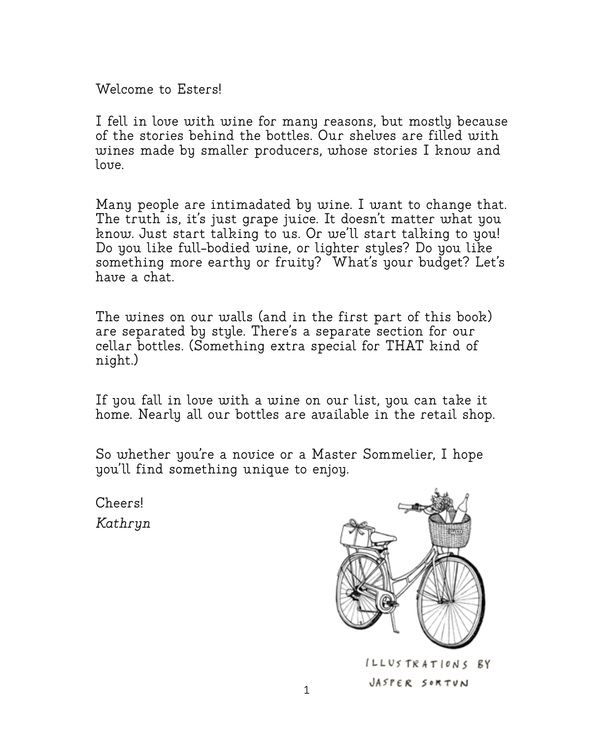Welcome to Esters!

I fell in love with wine for many reasons, but mostly because of the stories behind the bottles. Our shelves are filled with wines made by smaller producers, whose stories I know and love.

Many people are intimadated by wine. I want to change that. The truth is, it's just grape juice. It doesn't matter what you know. Just start talking to us. Or we'll start talking to you! Do you like full-bodied wine, or lighter styles? Do you like something more earthy or fruity? What's your budget? Let's have a chat.

The wines on our walls (and in the first part of this book) are separated by style. There's a separate section for our cellar bottles. (Something extra special for THAT kind of night.)

If you fall in love with a wine on our list, you can take it home. Nearly all our bottles are available in the retail shop.

So whether you're a novice or a Master Sommelier, I hope you'll find something unique to enjoy.

Cheers!
*Kathryn*

ILLUSTRATIONS BY
JASPER SORTUN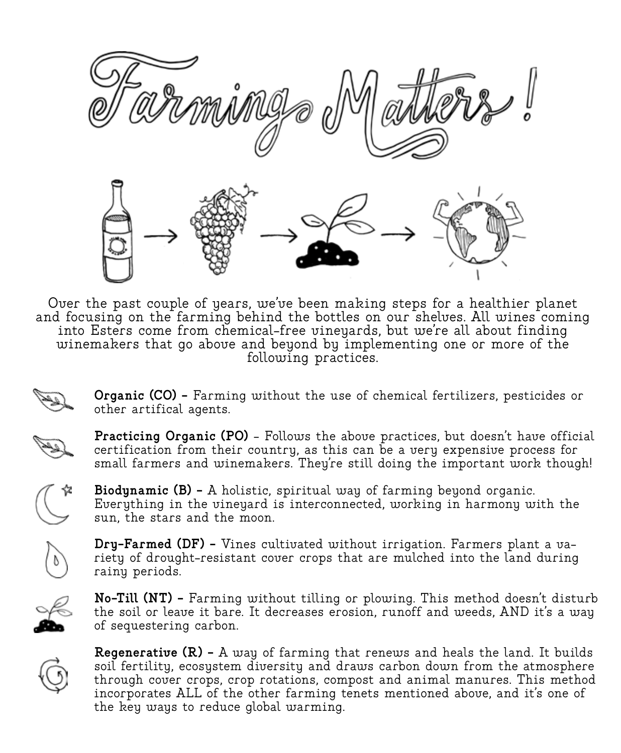# Farming Matters!

Over the past couple of years, we've been making steps for a healthier planet and focusing on the farming behind the bottles on our shelves. All wines coming into Esters come from chemical-free vineyards, but we're all about finding winemakers that go above and beyond by implementing one or more of the following practices.

**Organic (CO)** – Farming without the use of chemical fertilizers, pesticides or other artifical agents.

**Practicing Organic (PO)** - Follows the above practices, but doesn't have official certification from their country, as this can be a very expensive process for small farmers and winemakers. They're still doing the important work though!

**Biodynamic (B)** – A holistic, spiritual way of farming beyond organic. Everything in the vineyard is interconnected, working in harmony with the sun, the stars and the moon.

**Dry-Farmed (DF)** – Vines cultivated without irrigation. Farmers plant a variety of drought-resistant cover crops that are mulched into the land during rainy periods.

**No-Till (NT)** – Farming without tilling or plowing. This method doesn't disturb the soil or leave it bare. It decreases erosion, runoff and weeds, AND it's a way of sequestering carbon.

**Regenerative (R)** – A way of farming that renews and heals the land. It builds soil fertility, ecosystem diversity and draws carbon down from the atmosphere through cover crops, crop rotations, compost and animal manures. This method incorporates ALL of the other farming tenets mentioned above, and it's one of the key ways to reduce global warming.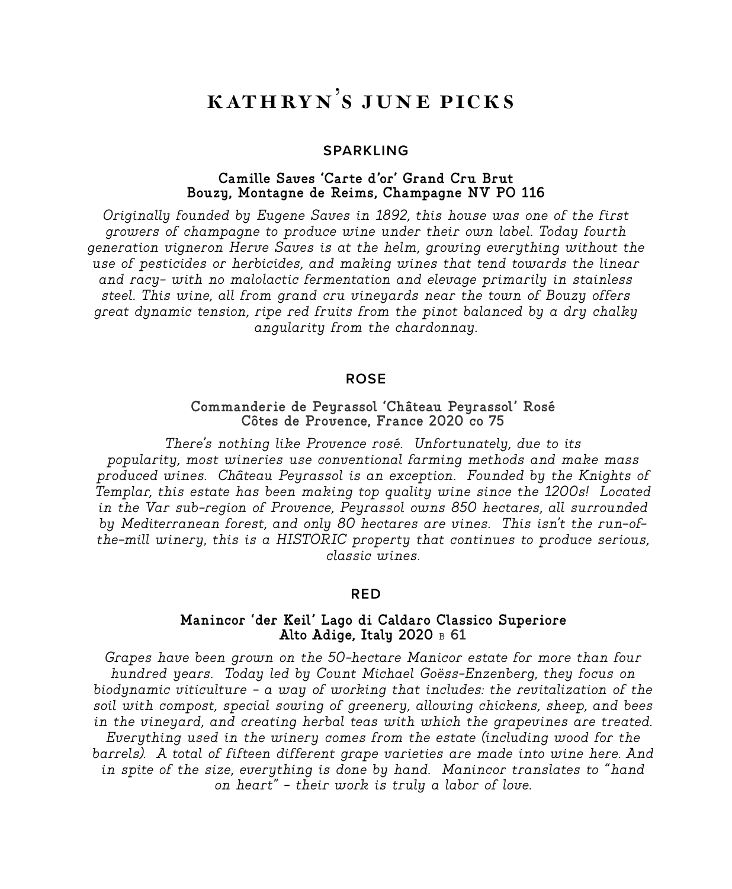# KATHRYN'S JUNE PICKS

## SPARKLING

**Camille Saves 'Carte d'or' Grand Cru Brut**
**Bouzy, Montagne de Reims, Champagne NV PO 116**

*Originally founded by Eugene Saves in 1892, this house was one of the first growers of champagne to produce wine under their own label. Today fourth generation vigneron Herve Saves is at the helm, growing everything without the use of pesticides or herbicides, and making wines that tend towards the linear and racy- with no malolactic fermentation and elevage primarily in stainless steel. This wine, all from grand cru vineyards near the town of Bouzy offers great dynamic tension, ripe red fruits from the pinot balanced by a dry chalky angularity from the chardonnay.*

## ROSE

**Commanderie de Peyrassol 'Château Peyrassol' Rosé**
**Côtes de Provence, France 2020 co 75**

*There's nothing like Provence rosé. Unfortunately, due to its popularity, most wineries use conventional farming methods and make mass produced wines. Château Peyrassol is an exception. Founded by the Knights of Templar, this estate has been making top quality wine since the 1200s! Located in the Var sub-region of Provence, Peyrassol owns 850 hectares, all surrounded by Mediterranean forest, and only 80 hectares are vines. This isn't the run-of-the-mill winery, this is a HISTORIC property that continues to produce serious, classic wines.*

## RED

**Manincor 'der Keil' Lago di Caldaro Classico Superiore**
**Alto Adige, Italy 2020 B 61**

*Grapes have been grown on the 50-hectare Manicor estate for more than four hundred years. Today led by Count Michael Goëss-Enzenberg, they focus on biodynamic viticulture - a way of working that includes: the revitalization of the soil with compost, special sowing of greenery, allowing chickens, sheep, and bees in the vineyard, and creating herbal teas with which the grapevines are treated. Everything used in the winery comes from the estate (including wood for the barrels). A total of fifteen different grape varieties are made into wine here. And in spite of the size, everything is done by hand. Manincor translates to "hand on heart" - their work is truly a labor of love.*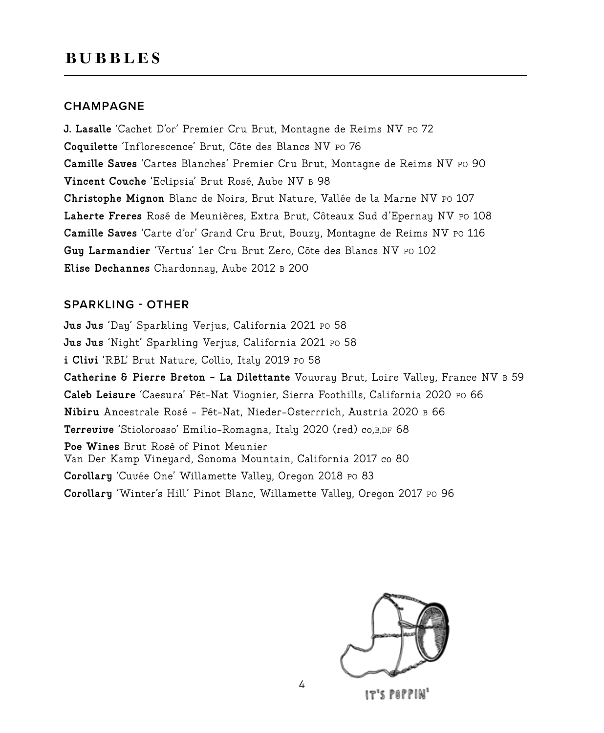# BUBBLES

## CHAMPAGNE

**J. Lasalle** 'Cachet D'or' Premier Cru Brut, Montagne de Reims NV PO 72
**Coquilette** 'Inflorescence' Brut, Côte des Blancs NV PO 76
**Camille Saves** 'Cartes Blanches' Premier Cru Brut, Montagne de Reims NV PO 90
**Vincent Couche** 'Eclipsia' Brut Rosé, Aube NV B 98
**Christophe Mignon** Blanc de Noirs, Brut Nature, Vallée de la Marne NV PO 107
**Laherte Freres** Rosé de Meunières, Extra Brut, Côteaux Sud d'Epernay NV PO 108
**Camille Saves** 'Carte d'or' Grand Cru Brut, Bouzy, Montagne de Reims NV PO 116
**Guy Larmandier** 'Vertus' 1er Cru Brut Zero, Côte des Blancs NV PO 102
**Elise Dechannes** Chardonnay, Aube 2012 B 200

## SPARKLING - OTHER

**Jus Jus** 'Day' Sparkling Verjus, California 2021 PO 58
**Jus Jus** 'Night' Sparkling Verjus, California 2021 PO 58
**i Clivi** 'RBL' Brut Nature, Collio, Italy 2019 PO 58
**Catherine & Pierre Breton - La Dilettante** Vouvray Brut, Loire Valley, France NV B 59
**Caleb Leisure** 'Caesura' Pét-Nat Viognier, Sierra Foothills, California 2020 PO 66
**Nibiru** Ancestrale Rosé - Pét-Nat, Nieder-Osterrich, Austria 2020 B 66
**Terrevive** 'Stiolorosso' Emilio-Romagna, Italy 2020 (red) CO,B,DF 68
**Poe Wines** Brut Rosé of Pinot Meunier
Van Der Kamp Vineyard, Sonoma Mountain, California 2017 CO 80
**Corollary** 'Cuvée One' Willamette Valley, Oregon 2018 PO 83
**Corollary** 'Winter's Hill' Pinot Blanc, Willamette Valley, Oregon 2017 PO 96

IT'S POPPIN'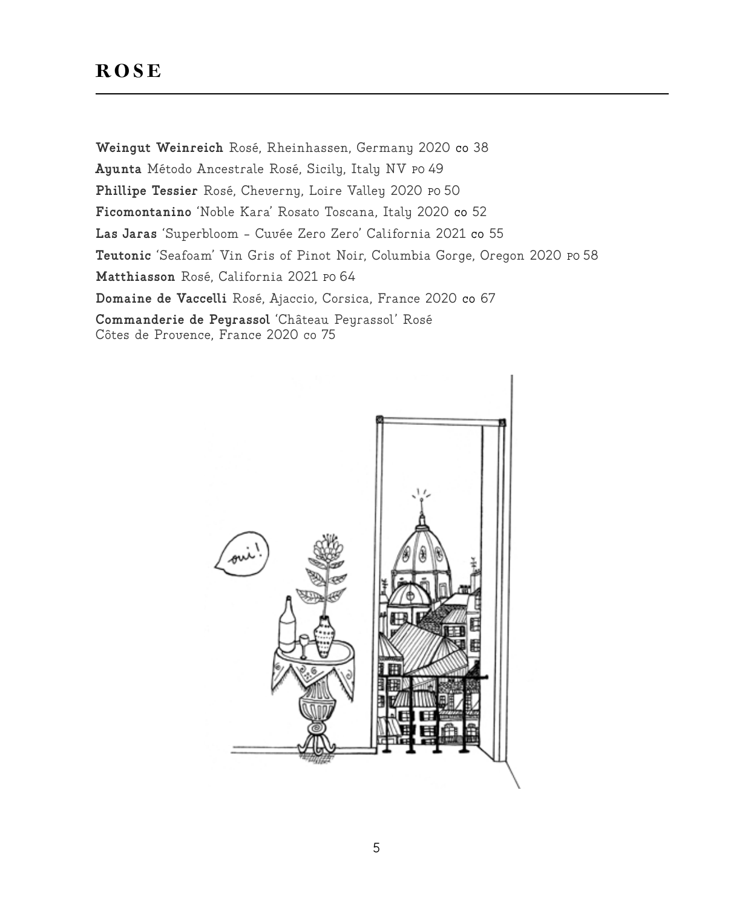# ROSE

**Weingut Weinreich** Rosé, Rheinhassen, Germany 2020 co 38

**Ayunta** Método Ancestrale Rosé, Sicily, Italy NV PO 49

**Phillipe Tessier** Rosé, Cheverny, Loire Valley 2020 PO 50

**Ficomontanino** 'Noble Kara' Rosato Toscana, Italy 2020 co 52

**Las Jaras** 'Superbloom - Cuvée Zero Zero' California 2021 co 55

**Teutonic** 'Seafoam' Vin Gris of Pinot Noir, Columbia Gorge, Oregon 2020 PO 58

**Matthiasson** Rosé, California 2021 PO 64

**Domaine de Vaccelli** Rosé, Ajaccio, Corsica, France 2020 co 67

**Commanderie de Peyrassol** 'Château Peyrassol' Rosé
Côtes de Provence, France 2020 co 75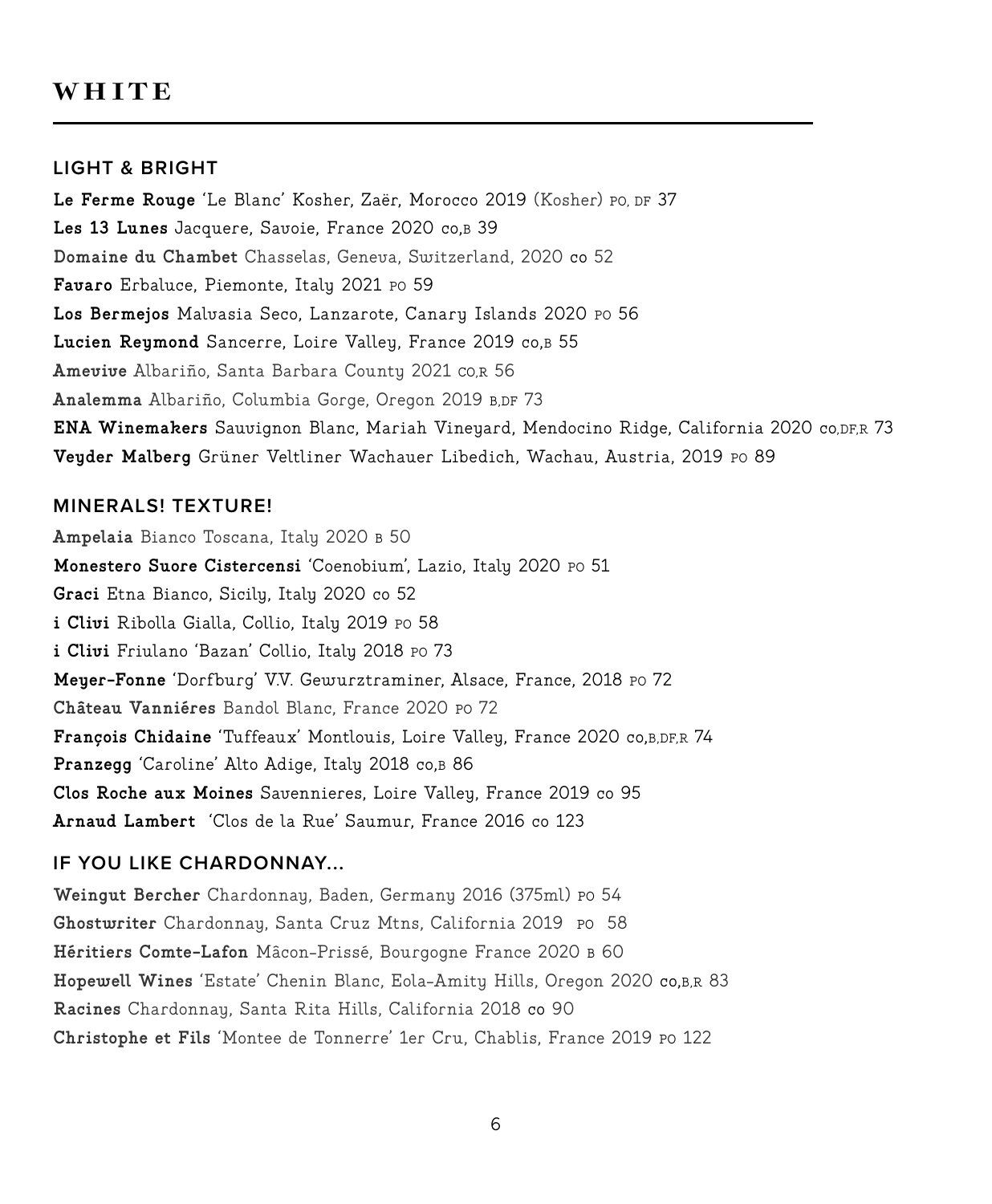# WHITE

## LIGHT & BRIGHT

**Le Ferme Rouge** 'Le Blanc' Kosher, Zaër, Morocco 2019 (Kosher) PO, DF 37
**Les 13 Lunes** Jacquere, Savoie, France 2020 CO,B 39
**Domaine du Chambet** Chasselas, Geneva, Switzerland, 2020 co 52
**Favaro** Erbaluce, Piemonte, Italy 2021 PO 59
**Los Bermejos** Malvasia Seco, Lanzarote, Canary Islands 2020 PO 56
**Lucien Reymond** Sancerre, Loire Valley, France 2019 CO,B 55
**Amevive** Albariño, Santa Barbara County 2021 CO,R 56
**Analemma** Albariño, Columbia Gorge, Oregon 2019 B,DF 73
**ENA Winemakers** Sauvignon Blanc, Mariah Vineyard, Mendocino Ridge, California 2020 CO,DF,R 73
**Veyder Malberg** Grüner Veltliner Wachauer Libedich, Wachau, Austria, 2019 PO 89

## MINERALS! TEXTURE!

**Ampelaia** Bianco Toscana, Italy 2020 B 50
**Monestero Suore Cistercensi** 'Coenobium', Lazio, Italy 2020 PO 51
**Graci** Etna Bianco, Sicily, Italy 2020 co 52
**i Clivi** Ribolla Gialla, Collio, Italy 2019 PO 58
**i Clivi** Friulano 'Bazan' Collio, Italy 2018 PO 73
**Meyer-Fonne** 'Dorfburg' V.V. Gewurztraminer, Alsace, France, 2018 PO 72
**Château Vanniéres** Bandol Blanc, France 2020 PO 72
**François Chidaine** 'Tuffeaux' Montlouis, Loire Valley, France 2020 CO,B,DF,R 74
**Pranzegg** 'Caroline' Alto Adige, Italy 2018 CO,B 86
**Clos Roche aux Moines** Savennieres, Loire Valley, France 2019 co 95
**Arnaud Lambert** 'Clos de la Rue' Saumur, France 2016 co 123

## IF YOU LIKE CHARDONNAY...

**Weingut Bercher** Chardonnay, Baden, Germany 2016 (375ml) PO 54
**Ghostwriter** Chardonnay, Santa Cruz Mtns, California 2019 PO 58
**Héritiers Comte-Lafon** Mâcon-Prissé, Bourgogne France 2020 B 60
**Hopewell Wines** 'Estate' Chenin Blanc, Eola-Amity Hills, Oregon 2020 CO,B,R 83
**Racines** Chardonnay, Santa Rita Hills, California 2018 co 90
**Christophe et Fils** 'Montee de Tonnerre' 1er Cru, Chablis, France 2019 PO 122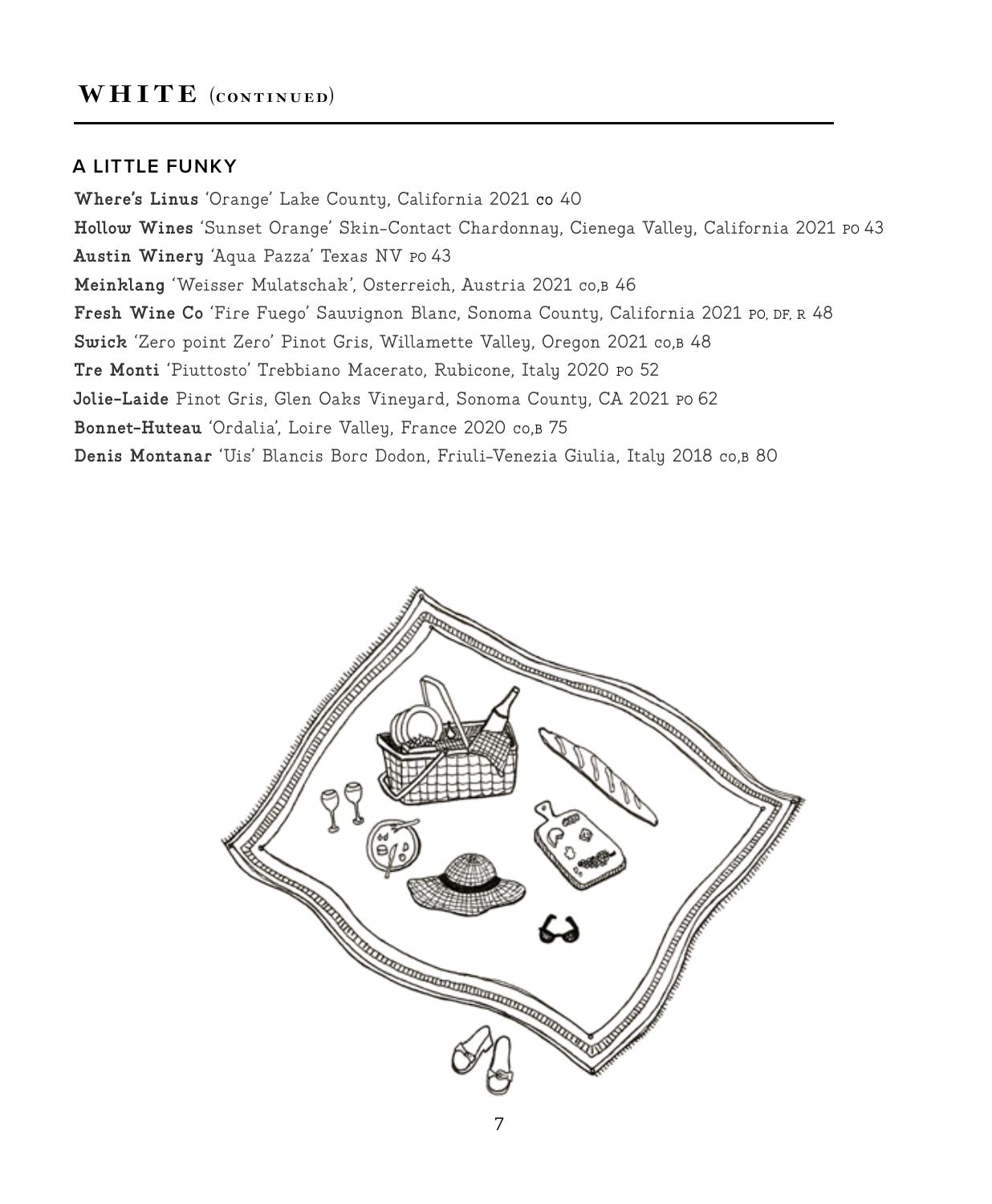## WHITE (CONTINUED)

### A LITTLE FUNKY

**Where's Linus** 'Orange' Lake County, California 2021 co 40

**Hollow Wines** 'Sunset Orange' Skin-Contact Chardonnay, Cienega Valley, California 2021 PO 43

**Austin Winery** 'Aqua Pazza' Texas NV PO 43

**Meinklang** 'Weisser Mulatschak', Osterreich, Austria 2021 CO,B 46

**Fresh Wine Co** 'Fire Fuego' Sauvignon Blanc, Sonoma County, California 2021 PO, DF, R 48

**Swick** 'Zero point Zero' Pinot Gris, Willamette Valley, Oregon 2021 CO,B 48

**Tre Monti** 'Piuttosto' Trebbiano Macerato, Rubicone, Italy 2020 PO 52

**Jolie-Laide** Pinot Gris, Glen Oaks Vineyard, Sonoma County, CA 2021 PO 62

**Bonnet-Huteau** 'Ordalia', Loire Valley, France 2020 CO,B 75

**Denis Montanar** 'Uis' Blancis Borc Dodon, Friuli-Venezia Giulia, Italy 2018 CO,B 80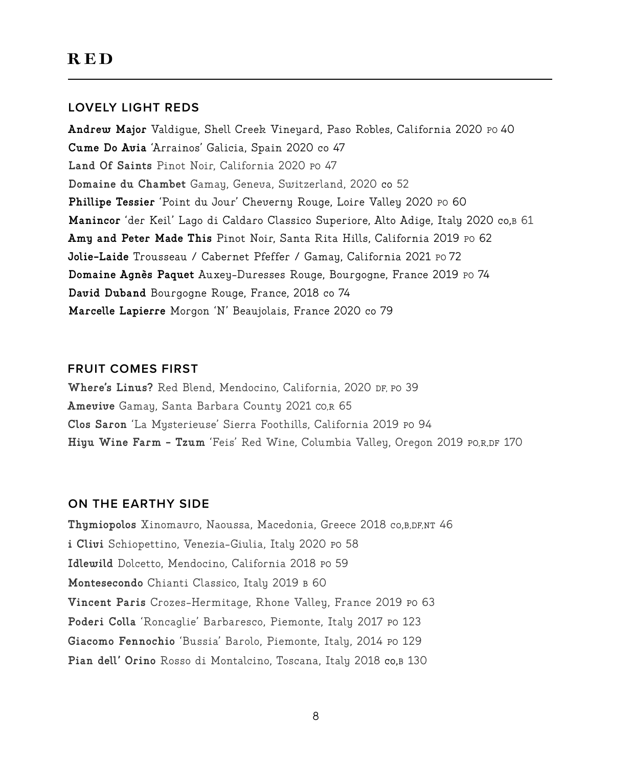# RED

## LOVELY LIGHT REDS

**Andrew Major** Valdigue, Shell Creek Vineyard, Paso Robles, California 2020 PO 40
**Cume Do Avia** 'Arrainos' Galicia, Spain 2020 CO 47
**Land Of Saints** Pinot Noir, California 2020 PO 47
**Domaine du Chambet** Gamay, Geneva, Switzerland, 2020 CO 52
**Phillipe Tessier** 'Point du Jour' Cheverny Rouge, Loire Valley 2020 PO 60
**Manincor** 'der Keil' Lago di Caldaro Classico Superiore, Alto Adige, Italy 2020 CO,B 61
**Amy and Peter Made This** Pinot Noir, Santa Rita Hills, California 2019 PO 62
**Jolie-Laide** Trousseau / Cabernet Pfeffer / Gamay, California 2021 PO 72
**Domaine Agnès Paquet** Auxey-Duresses Rouge, Bourgogne, France 2019 PO 74
**David Duband** Bourgogne Rouge, France, 2018 CO 74
**Marcelle Lapierre** Morgon 'N' Beaujolais, France 2020 CO 79

## FRUIT COMES FIRST

**Where's Linus?** Red Blend, Mendocino, California, 2020 DF, PO 39
**Amevive** Gamay, Santa Barbara County 2021 CO,R 65
**Clos Saron** 'La Mysterieuse' Sierra Foothills, California 2019 PO 94
**Hiyu Wine Farm - Tzum** 'Feis' Red Wine, Columbia Valley, Oregon 2019 PO,R,DF 170

## ON THE EARTHY SIDE

**Thymiopolos** Xinomavro, Naoussa, Macedonia, Greece 2018 CO,B,DF,NT 46
**i Clivi** Schiopettino, Venezia-Giulia, Italy 2020 PO 58
**Idlewild** Dolcetto, Mendocino, California 2018 PO 59
**Montesecondo** Chianti Classico, Italy 2019 B 60
**Vincent Paris** Crozes-Hermitage, Rhone Valley, France 2019 PO 63
**Poderi Colla** 'Roncaglie' Barbaresco, Piemonte, Italy 2017 PO 123
**Giacomo Fennochio** 'Bussia' Barolo, Piemonte, Italy, 2014 PO 129
**Pian dell' Orino** Rosso di Montalcino, Toscana, Italy 2018 CO,B 130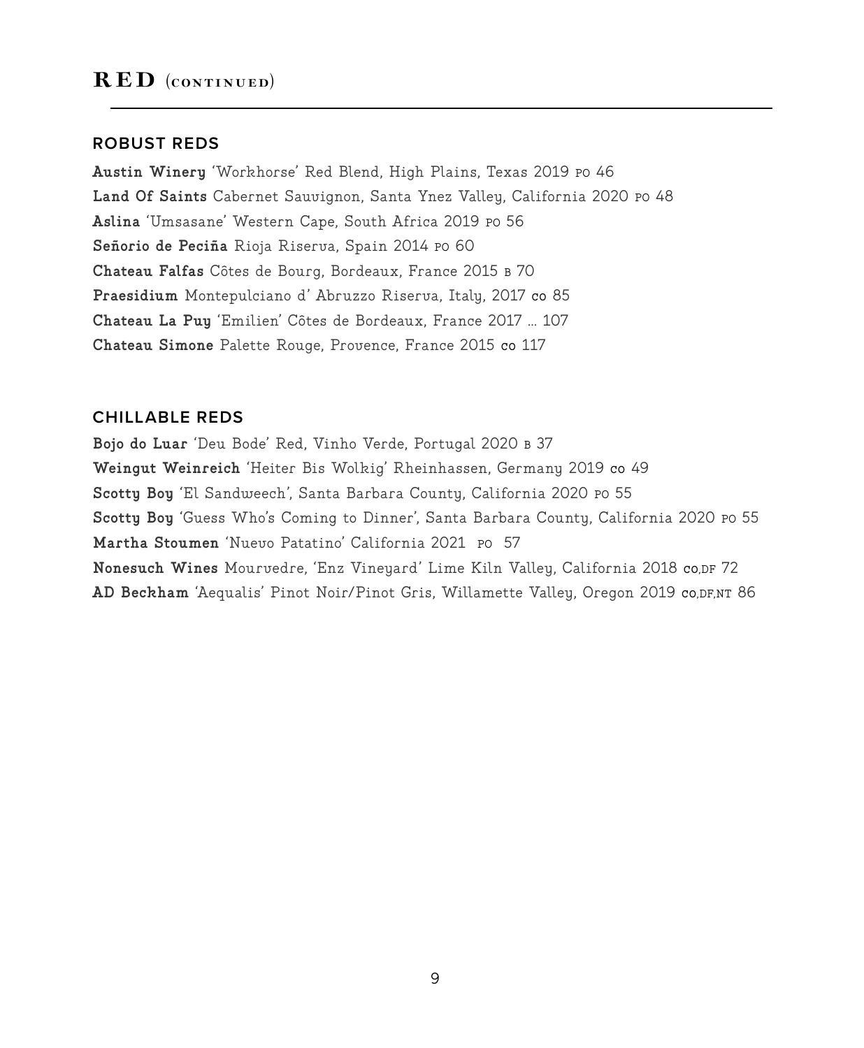# RED (CONTINUED)

## ROBUST REDS

**Austin Winery** 'Workhorse' Red Blend, High Plains, Texas 2019 PO 46
**Land Of Saints** Cabernet Sauvignon, Santa Ynez Valley, California 2020 PO 48
**Aslina** 'Umsasane' Western Cape, South Africa 2019 PO 56
**Señorio de Peciña** Rioja Riserva, Spain 2014 PO 60
**Chateau Falfas** Côtes de Bourg, Bordeaux, France 2015 B 70
**Praesidium** Montepulciano d' Abruzzo Riserva, Italy, 2017 co 85
**Chateau La Puy** 'Emilien' Côtes de Bordeaux, France 2017 ... 107
**Chateau Simone** Palette Rouge, Provence, France 2015 co 117

## CHILLABLE REDS

**Bojo do Luar** 'Deu Bode' Red, Vinho Verde, Portugal 2020 B 37
**Weingut Weinreich** 'Heiter Bis Wolkig' Rheinhassen, Germany 2019 co 49
**Scotty Boy** 'El Sandweech', Santa Barbara County, California 2020 PO 55
**Scotty Boy** 'Guess Who's Coming to Dinner', Santa Barbara County, California 2020 PO 55
**Martha Stoumen** 'Nuevo Patatino' California 2021 PO 57
**Nonesuch Wines** Mourvedre, 'Enz Vineyard' Lime Kiln Valley, California 2018 co,DF 72
**AD Beckham** 'Aequalis' Pinot Noir/Pinot Gris, Willamette Valley, Oregon 2019 co,DF,NT 86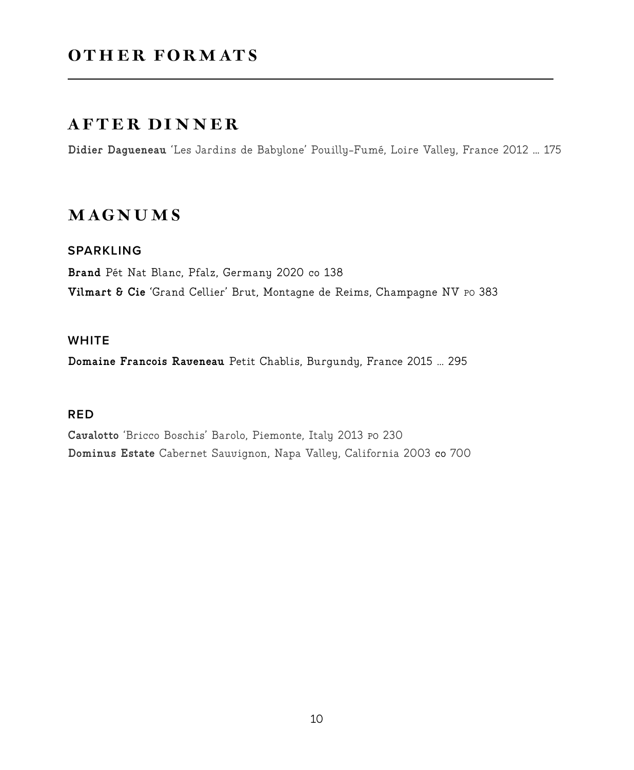# OTHER FORMATS

## AFTER DINNER

**Didier Dagueneau** 'Les Jardins de Babylone' Pouilly-Fumé, Loire Valley, France 2012 … 175

## MAGNUMS

### SPARKLING

**Brand** Pét Nat Blanc, Pfalz, Germany 2020 co 138

**Vilmart & Cie** 'Grand Cellier' Brut, Montagne de Reims, Champagne NV PO 383

### WHITE

**Domaine Francois Raveneau** Petit Chablis, Burgundy, France 2015 … 295

### RED

**Cavalotto** 'Bricco Boschis' Barolo, Piemonte, Italy 2013 PO 230

**Dominus Estate** Cabernet Sauvignon, Napa Valley, California 2003 co 700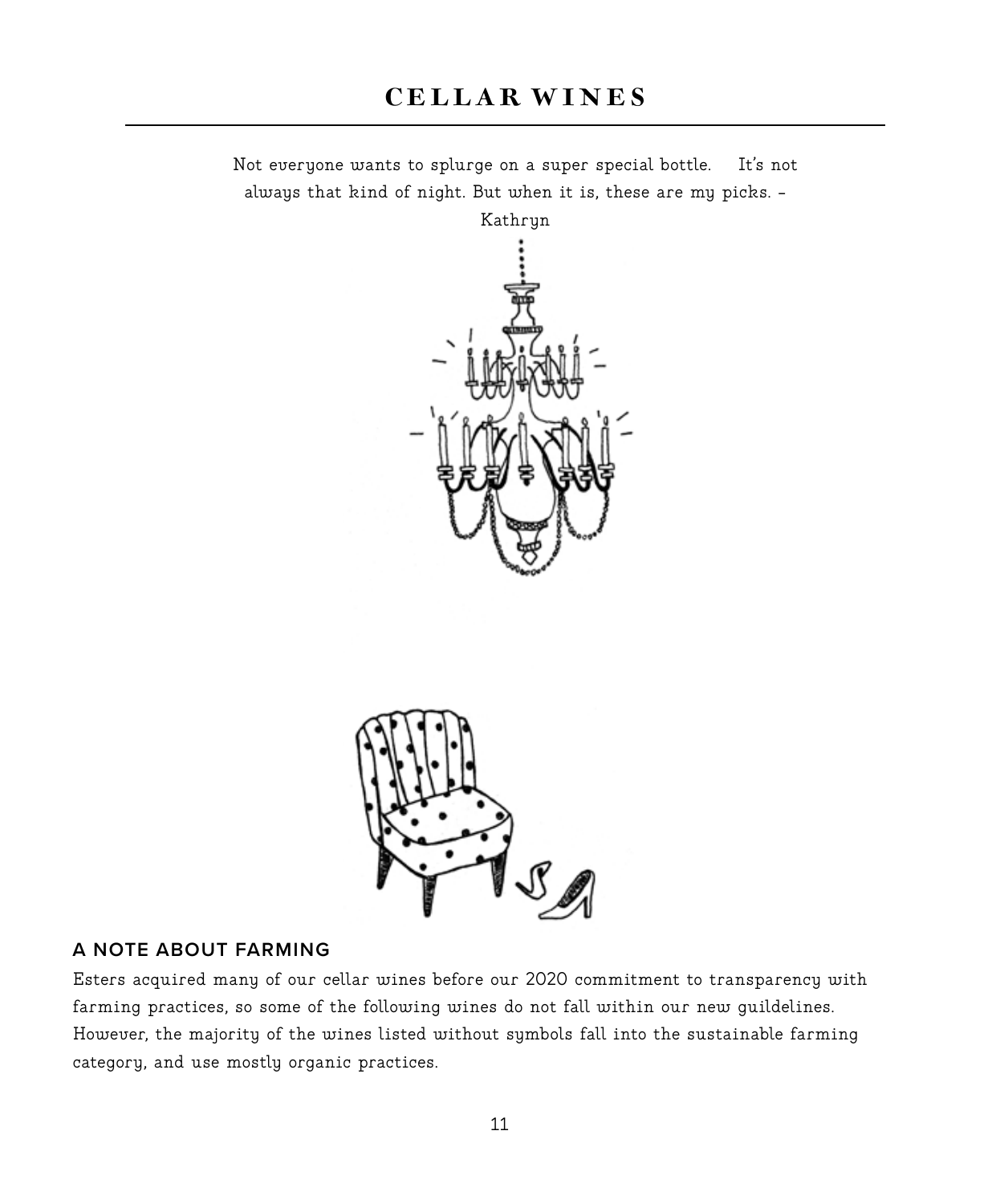# CELLAR WINES

Not everyone wants to splurge on a super special bottle. It's not always that kind of night. But when it is, these are my picks. - Kathryn

## A NOTE ABOUT FARMING

Esters acquired many of our cellar wines before our 2020 commitment to transparency with farming practices, so some of the following wines do not fall within our new guildelines. However, the majority of the wines listed without symbols fall into the sustainable farming category, and use mostly organic practices.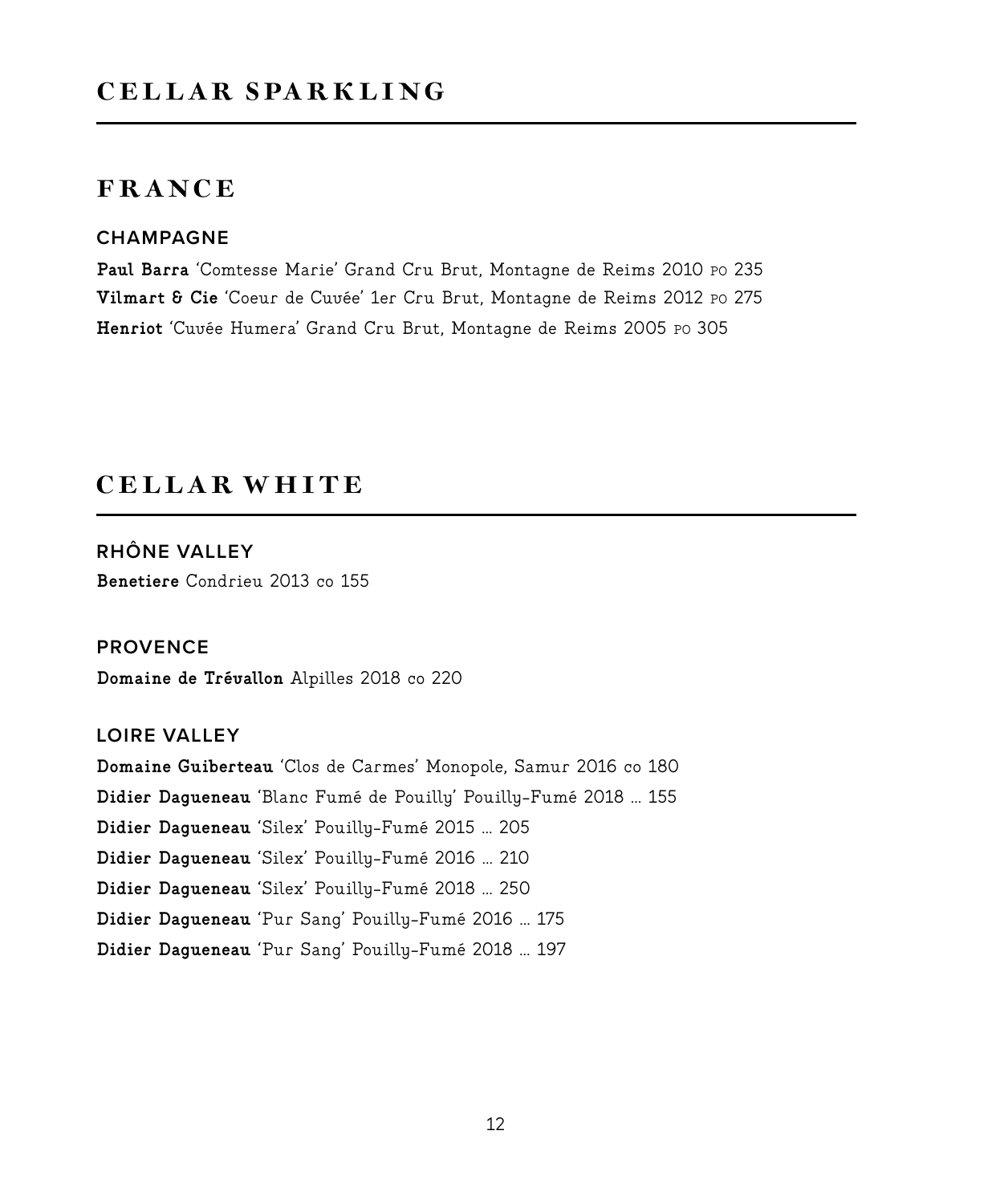# CELLAR SPARKLING

## FRANCE

### CHAMPAGNE

**Paul Barra** 'Comtesse Marie' Grand Cru Brut, Montagne de Reims 2010 PO 235
**Vilmart & Cie** 'Coeur de Cuvée' 1er Cru Brut, Montagne de Reims 2012 PO 275
**Henriot** 'Cuvée Humera' Grand Cru Brut, Montagne de Reims 2005 PO 305

# CELLAR WHITE

### RHÔNE VALLEY

**Benetiere** Condrieu 2013 co 155

### PROVENCE

**Domaine de Trévallon** Alpilles 2018 co 220

### LOIRE VALLEY

**Domaine Guiberteau** 'Clos de Carmes' Monopole, Samur 2016 co 180
**Didier Dagueneau** 'Blanc Fumé de Pouilly' Pouilly-Fumé 2018 ... 155
**Didier Dagueneau** 'Silex' Pouilly-Fumé 2015 ... 205
**Didier Dagueneau** 'Silex' Pouilly-Fumé 2016 ... 210
**Didier Dagueneau** 'Silex' Pouilly-Fumé 2018 ... 250
**Didier Dagueneau** 'Pur Sang' Pouilly-Fumé 2016 ... 175
**Didier Dagueneau** 'Pur Sang' Pouilly-Fumé 2018 ... 197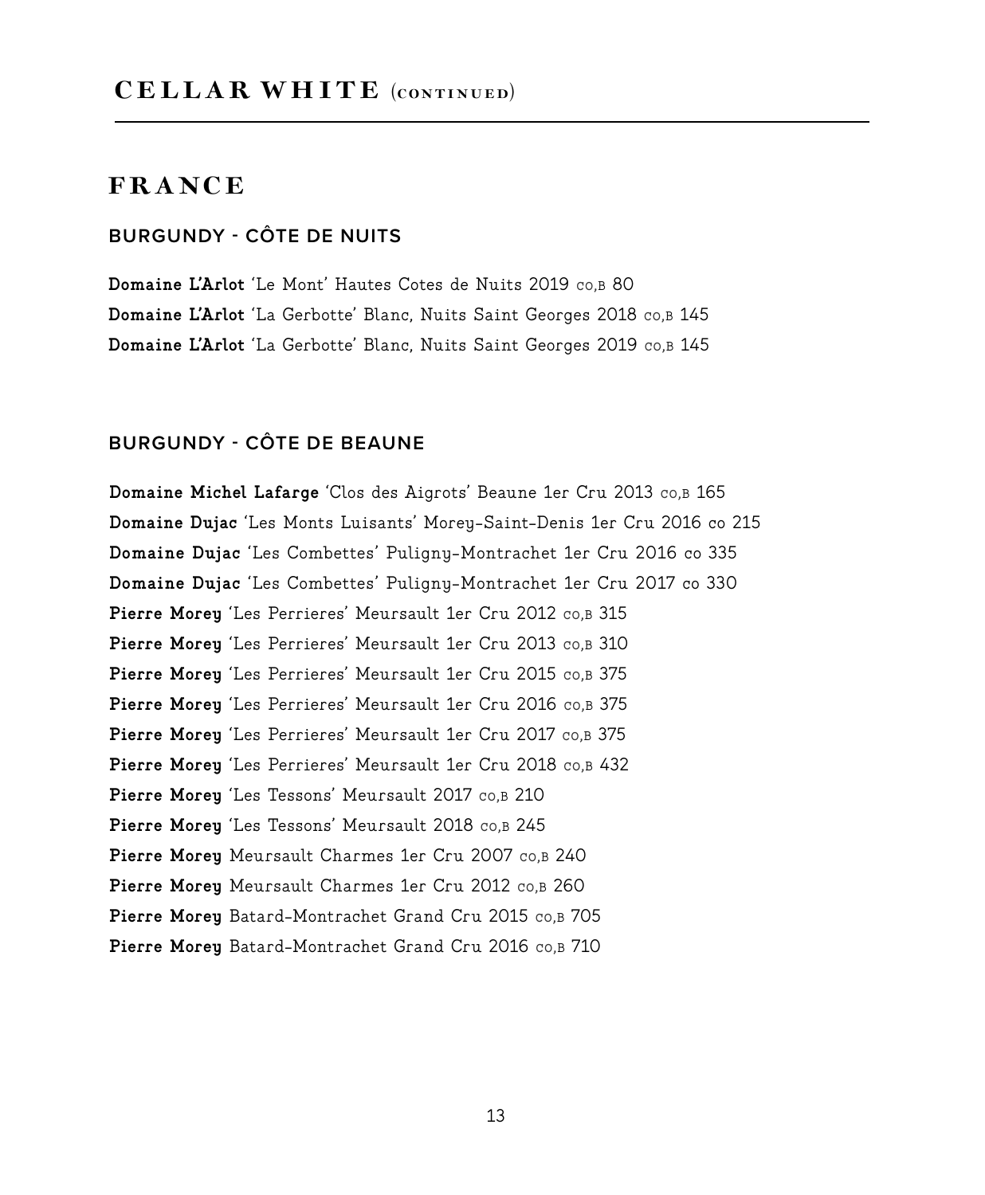# CELLAR WHITE (CONTINUED)

## FRANCE

### BURGUNDY - CÔTE DE NUITS

**Domaine L'Arlot** 'Le Mont' Hautes Cotes de Nuits 2019 co,B 80
**Domaine L'Arlot** 'La Gerbotte' Blanc, Nuits Saint Georges 2018 co,B 145
**Domaine L'Arlot** 'La Gerbotte' Blanc, Nuits Saint Georges 2019 co,B 145

### BURGUNDY - CÔTE DE BEAUNE

**Domaine Michel Lafarge** 'Clos des Aigrots' Beaune 1er Cru 2013 co,B 165
**Domaine Dujac** 'Les Monts Luisants' Morey-Saint-Denis 1er Cru 2016 co 215
**Domaine Dujac** 'Les Combettes' Puligny-Montrachet 1er Cru 2016 co 335
**Domaine Dujac** 'Les Combettes' Puligny-Montrachet 1er Cru 2017 co 330
**Pierre Morey** 'Les Perrieres' Meursault 1er Cru 2012 co,B 315
**Pierre Morey** 'Les Perrieres' Meursault 1er Cru 2013 co,B 310
**Pierre Morey** 'Les Perrieres' Meursault 1er Cru 2015 co,B 375
**Pierre Morey** 'Les Perrieres' Meursault 1er Cru 2016 co,B 375
**Pierre Morey** 'Les Perrieres' Meursault 1er Cru 2017 co,B 375
**Pierre Morey** 'Les Perrieres' Meursault 1er Cru 2018 co,B 432
**Pierre Morey** 'Les Tessons' Meursault 2017 co,B 210
**Pierre Morey** 'Les Tessons' Meursault 2018 co,B 245
**Pierre Morey** Meursault Charmes 1er Cru 2007 co,B 240
**Pierre Morey** Meursault Charmes 1er Cru 2012 co,B 260
**Pierre Morey** Batard-Montrachet Grand Cru 2015 co,B 705
**Pierre Morey** Batard-Montrachet Grand Cru 2016 co,B 710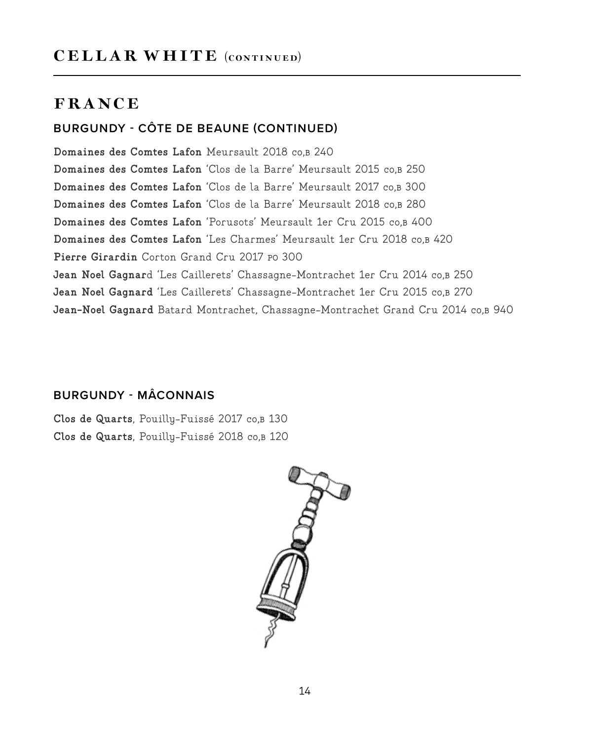# CELLAR WHITE (CONTINUED)

## FRANCE

### BURGUNDY - CÔTE DE BEAUNE (CONTINUED)

**Domaines des Comtes Lafon** Meursault 2018 co,b 240
**Domaines des Comtes Lafon** 'Clos de la Barre' Meursault 2015 co,b 250
**Domaines des Comtes Lafon** 'Clos de la Barre' Meursault 2017 co,b 300
**Domaines des Comtes Lafon** 'Clos de la Barre' Meursault 2018 co,b 280
**Domaines des Comtes Lafon** 'Porusots' Meursault 1er Cru 2015 co,b 400
**Domaines des Comtes Lafon** 'Les Charmes' Meursault 1er Cru 2018 co,b 420
**Pierre Girardin** Corton Grand Cru 2017 po 300
**Jean Noel Gagnar**d 'Les Caillerets' Chassagne-Montrachet 1er Cru 2014 co,b 250
**Jean Noel Gagnard** 'Les Caillerets' Chassagne-Montrachet 1er Cru 2015 co,b 270
**Jean-Noel Gagnard** Batard Montrachet, Chassagne-Montrachet Grand Cru 2014 co,b 940

### BURGUNDY - MÂCONNAIS

**Clos de Quarts**, Pouilly-Fuissé 2017 co,b 130
**Clos de Quarts**, Pouilly-Fuissé 2018 co,b 120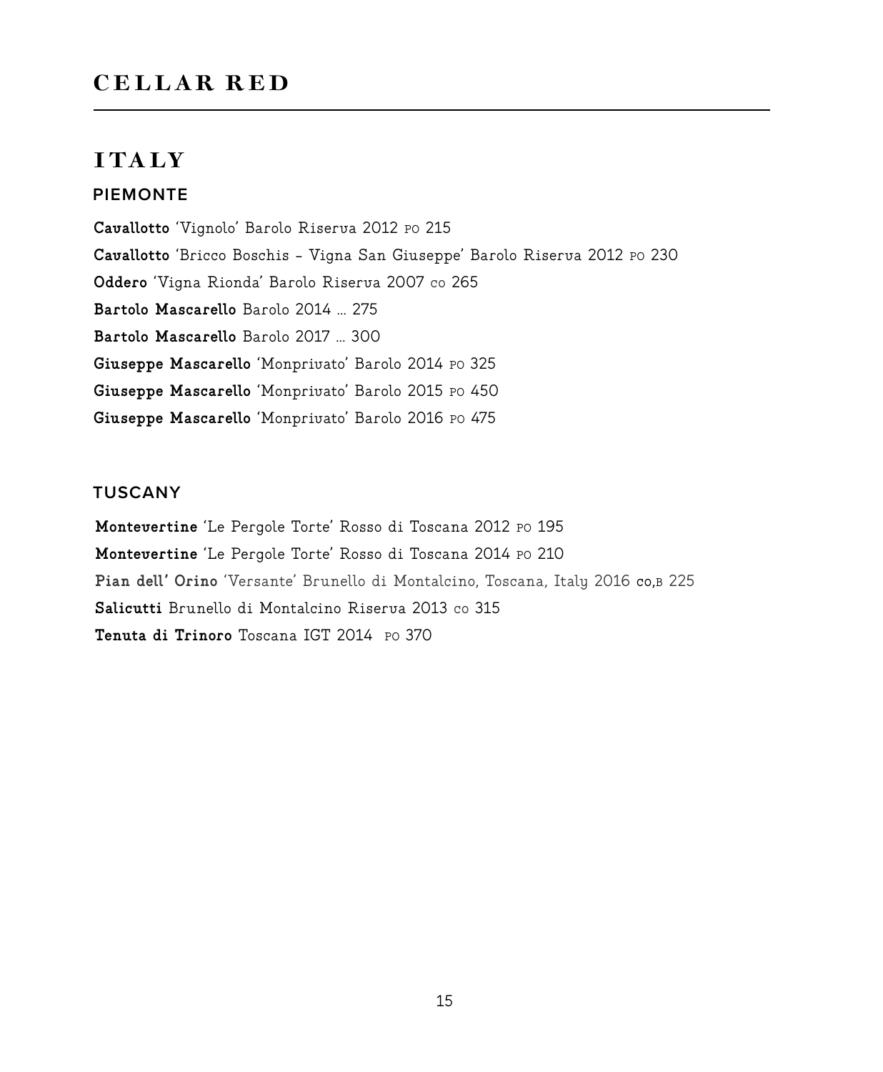# CELLAR RED

## ITALY

### PIEMONTE

**Cavallotto** 'Vignolo' Barolo Riserva 2012 PO 215

**Cavallotto** 'Bricco Boschis - Vigna San Giuseppe' Barolo Riserva 2012 PO 230

**Oddero** 'Vigna Rionda' Barolo Riserva 2007 CO 265

**Bartolo Mascarello** Barolo 2014 … 275

**Bartolo Mascarello** Barolo 2017 … 300

**Giuseppe Mascarello** 'Monprivato' Barolo 2014 PO 325

**Giuseppe Mascarello** 'Monprivato' Barolo 2015 PO 450

**Giuseppe Mascarello** 'Monprivato' Barolo 2016 PO 475

### TUSCANY

**Montevertine** 'Le Pergole Torte' Rosso di Toscana 2012 PO 195

**Montevertine** 'Le Pergole Torte' Rosso di Toscana 2014 PO 210

**Pian dell' Orino** 'Versante' Brunello di Montalcino, Toscana, Italy 2016 CO,B 225

**Salicutti** Brunello di Montalcino Riserva 2013 CO 315

**Tenuta di Trinoro** Toscana IGT 2014 PO 370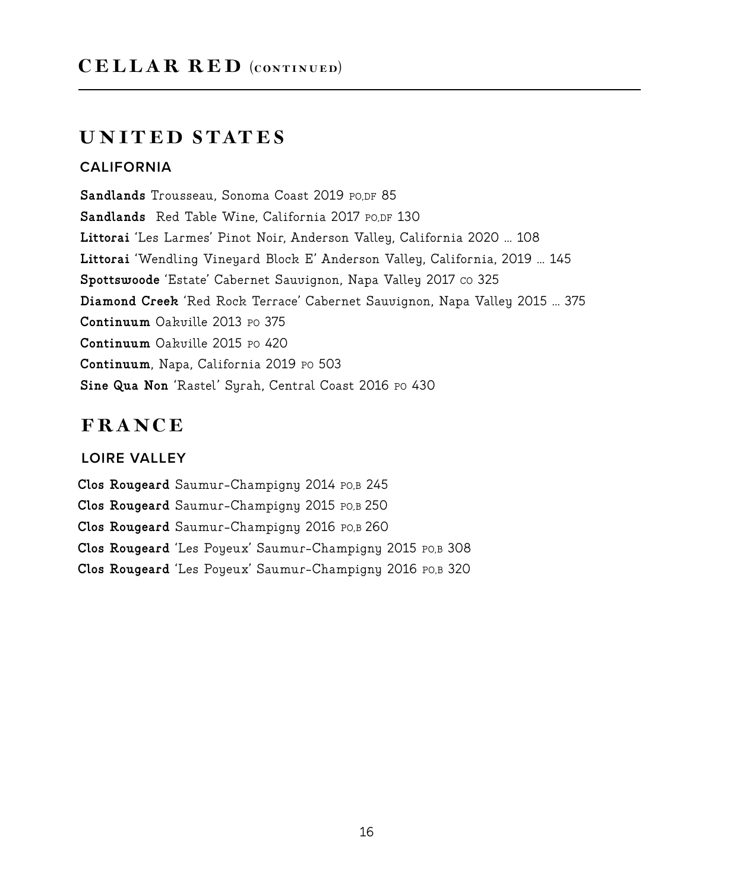# CELLAR RED (CONTINUED)

## UNITED STATES

### CALIFORNIA

**Sandlands** Trousseau, Sonoma Coast 2019 PO,DF 85
**Sandlands** Red Table Wine, California 2017 PO,DF 130
**Littorai** 'Les Larmes' Pinot Noir, Anderson Valley, California 2020 … 108
**Littorai** 'Wendling Vineyard Block E' Anderson Valley, California, 2019 … 145
**Spottswoode** 'Estate' Cabernet Sauvignon, Napa Valley 2017 CO 325
**Diamond Creek** 'Red Rock Terrace' Cabernet Sauvignon, Napa Valley 2015 … 375
**Continuum** Oakville 2013 PO 375
**Continuum** Oakville 2015 PO 420
**Continuum**, Napa, California 2019 PO 503
**Sine Qua Non** 'Rastel' Syrah, Central Coast 2016 PO 430

## FRANCE

### LOIRE VALLEY

**Clos Rougeard** Saumur-Champigny 2014 PO,B 245
**Clos Rougeard** Saumur-Champigny 2015 PO,B 250
**Clos Rougeard** Saumur-Champigny 2016 PO,B 260
**Clos Rougeard** 'Les Poyeux' Saumur-Champigny 2015 PO,B 308
**Clos Rougeard** 'Les Poyeux' Saumur-Champigny 2016 PO,B 320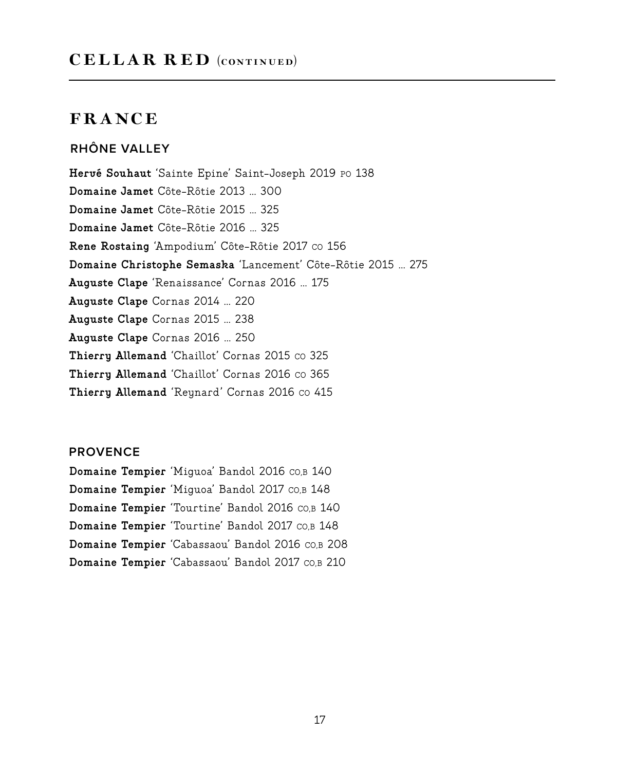# CELLAR RED (CONTINUED)

## FRANCE

### RHÔNE VALLEY

**Hervé Souhaut** 'Sainte Epine' Saint-Joseph 2019 PO 138
**Domaine Jamet** Côte-Rôtie 2013 ... 300
**Domaine Jamet** Côte-Rôtie 2015 ... 325
**Domaine Jamet** Côte-Rôtie 2016 ... 325
**Rene Rostaing** 'Ampodium' Côte-Rôtie 2017 CO 156
**Domaine Christophe Semaska** 'Lancement' Côte-Rôtie 2015 ... 275
**Auguste Clape** 'Renaissance' Cornas 2016 ... 175
**Auguste Clape** Cornas 2014 ... 220
**Auguste Clape** Cornas 2015 ... 238
**Auguste Clape** Cornas 2016 ... 250
**Thierry Allemand** 'Chaillot' Cornas 2015 CO 325
**Thierry Allemand** 'Chaillot' Cornas 2016 CO 365
**Thierry Allemand** 'Reynard' Cornas 2016 CO 415

### PROVENCE

**Domaine Tempier** 'Miguoa' Bandol 2016 CO,B 140
**Domaine Tempier** 'Miguoa' Bandol 2017 CO,B 148
**Domaine Tempier** 'Tourtine' Bandol 2016 CO,B 140
**Domaine Tempier** 'Tourtine' Bandol 2017 CO,B 148
**Domaine Tempier** 'Cabassaou' Bandol 2016 CO,B 208
**Domaine Tempier** 'Cabassaou' Bandol 2017 CO,B 210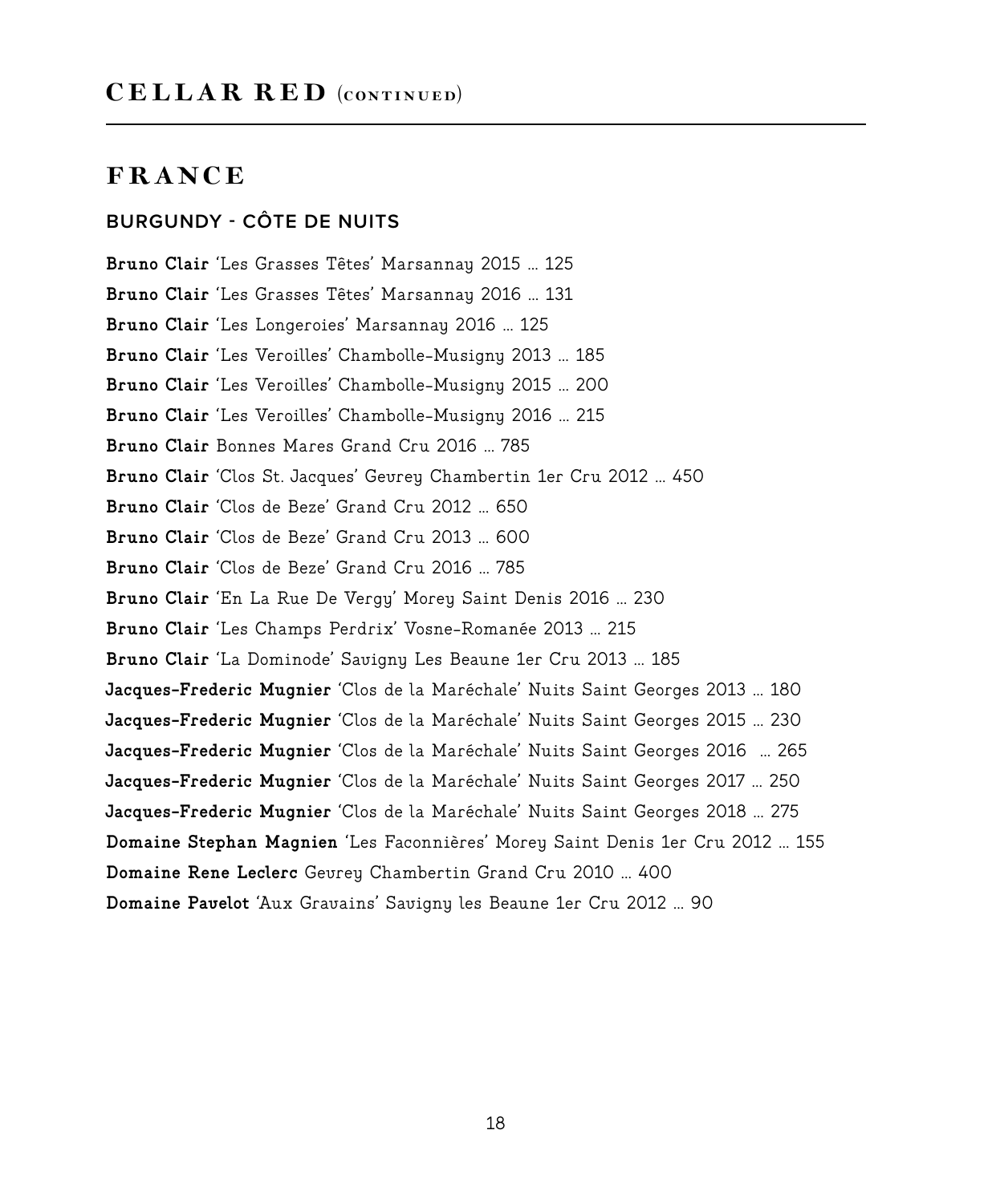# CELLAR RED (CONTINUED)

## FRANCE

### BURGUNDY - CÔTE DE NUITS

**Bruno Clair** 'Les Grasses Têtes' Marsannay 2015 ... 125

**Bruno Clair** 'Les Grasses Têtes' Marsannay 2016 ... 131

**Bruno Clair** 'Les Longeroies' Marsannay 2016 ... 125

**Bruno Clair** 'Les Veroilles' Chambolle-Musigny 2013 ... 185

**Bruno Clair** 'Les Veroilles' Chambolle-Musigny 2015 ... 200

**Bruno Clair** 'Les Veroilles' Chambolle-Musigny 2016 ... 215

**Bruno Clair** Bonnes Mares Grand Cru 2016 ... 785

**Bruno Clair** 'Clos St. Jacques' Gevrey Chambertin 1er Cru 2012 ... 450

**Bruno Clair** 'Clos de Beze' Grand Cru 2012 ... 650

**Bruno Clair** 'Clos de Beze' Grand Cru 2013 ... 600

**Bruno Clair** 'Clos de Beze' Grand Cru 2016 ... 785

**Bruno Clair** 'En La Rue De Vergy' Morey Saint Denis 2016 ... 230

**Bruno Clair** 'Les Champs Perdrix' Vosne-Romanée 2013 ... 215

**Bruno Clair** 'La Dominode' Savigny Les Beaune 1er Cru 2013 ... 185

**Jacques-Frederic Mugnier** 'Clos de la Maréchale' Nuits Saint Georges 2013 ... 180

**Jacques-Frederic Mugnier** 'Clos de la Maréchale' Nuits Saint Georges 2015 ... 230

**Jacques-Frederic Mugnier** 'Clos de la Maréchale' Nuits Saint Georges 2016 ... 265

**Jacques-Frederic Mugnier** 'Clos de la Maréchale' Nuits Saint Georges 2017 ... 250

**Jacques-Frederic Mugnier** 'Clos de la Maréchale' Nuits Saint Georges 2018 ... 275

**Domaine Stephan Magnien** 'Les Faconnières' Morey Saint Denis 1er Cru 2012 ... 155

**Domaine Rene Leclerc** Gevrey Chambertin Grand Cru 2010 ... 400

**Domaine Pavelot** 'Aux Gravains' Savigny les Beaune 1er Cru 2012 ... 90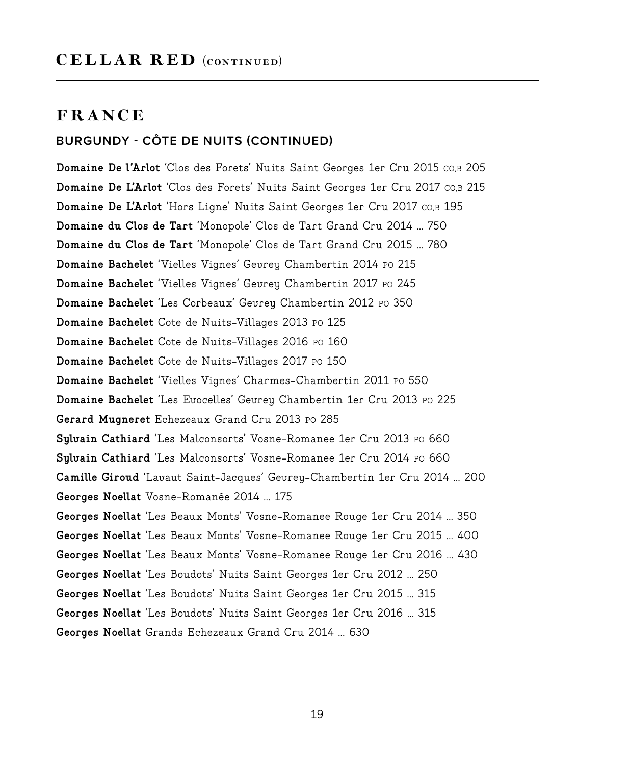# CELLAR RED (CONTINUED)

## FRANCE

### BURGUNDY - CÔTE DE NUITS (CONTINUED)

**Domaine De l'Arlot** 'Clos des Forets' Nuits Saint Georges 1er Cru 2015 CO,B 205

**Domaine De L'Arlot** 'Clos des Forets' Nuits Saint Georges 1er Cru 2017 CO,B 215

**Domaine De L'Arlot** 'Hors Ligne' Nuits Saint Georges 1er Cru 2017 CO,B 195

**Domaine du Clos de Tart** 'Monopole' Clos de Tart Grand Cru 2014 … 750

**Domaine du Clos de Tart** 'Monopole' Clos de Tart Grand Cru 2015 … 780

**Domaine Bachelet** 'Vielles Vignes' Gevrey Chambertin 2014 PO 215

**Domaine Bachelet** 'Vielles Vignes' Gevrey Chambertin 2017 PO 245

**Domaine Bachelet** 'Les Corbeaux' Gevrey Chambertin 2012 PO 350

**Domaine Bachelet** Cote de Nuits-Villages 2013 PO 125

**Domaine Bachelet** Cote de Nuits-Villages 2016 PO 160

**Domaine Bachelet** Cote de Nuits-Villages 2017 PO 150

**Domaine Bachelet** 'Vielles Vignes' Charmes-Chambertin 2011 PO 550

**Domaine Bachelet** 'Les Evocelles' Gevrey Chambertin 1er Cru 2013 PO 225

**Gerard Mugneret** Echezeaux Grand Cru 2013 PO 285

**Sylvain Cathiard** 'Les Malconsorts' Vosne-Romanee 1er Cru 2013 PO 660

**Sylvain Cathiard** 'Les Malconsorts' Vosne-Romanee 1er Cru 2014 PO 660

**Camille Giroud** 'Lavaut Saint-Jacques' Gevrey-Chambertin 1er Cru 2014 … 200

**Georges Noellat** Vosne-Romanée 2014 … 175

**Georges Noellat** 'Les Beaux Monts' Vosne-Romanee Rouge 1er Cru 2014 … 350

**Georges Noellat** 'Les Beaux Monts' Vosne-Romanee Rouge 1er Cru 2015 … 400

**Georges Noellat** 'Les Beaux Monts' Vosne-Romanee Rouge 1er Cru 2016 … 430

**Georges Noellat** 'Les Boudots' Nuits Saint Georges 1er Cru 2012 … 250

**Georges Noellat** 'Les Boudots' Nuits Saint Georges 1er Cru 2015 … 315

**Georges Noellat** 'Les Boudots' Nuits Saint Georges 1er Cru 2016 … 315

**Georges Noellat** Grands Echezeaux Grand Cru 2014 … 630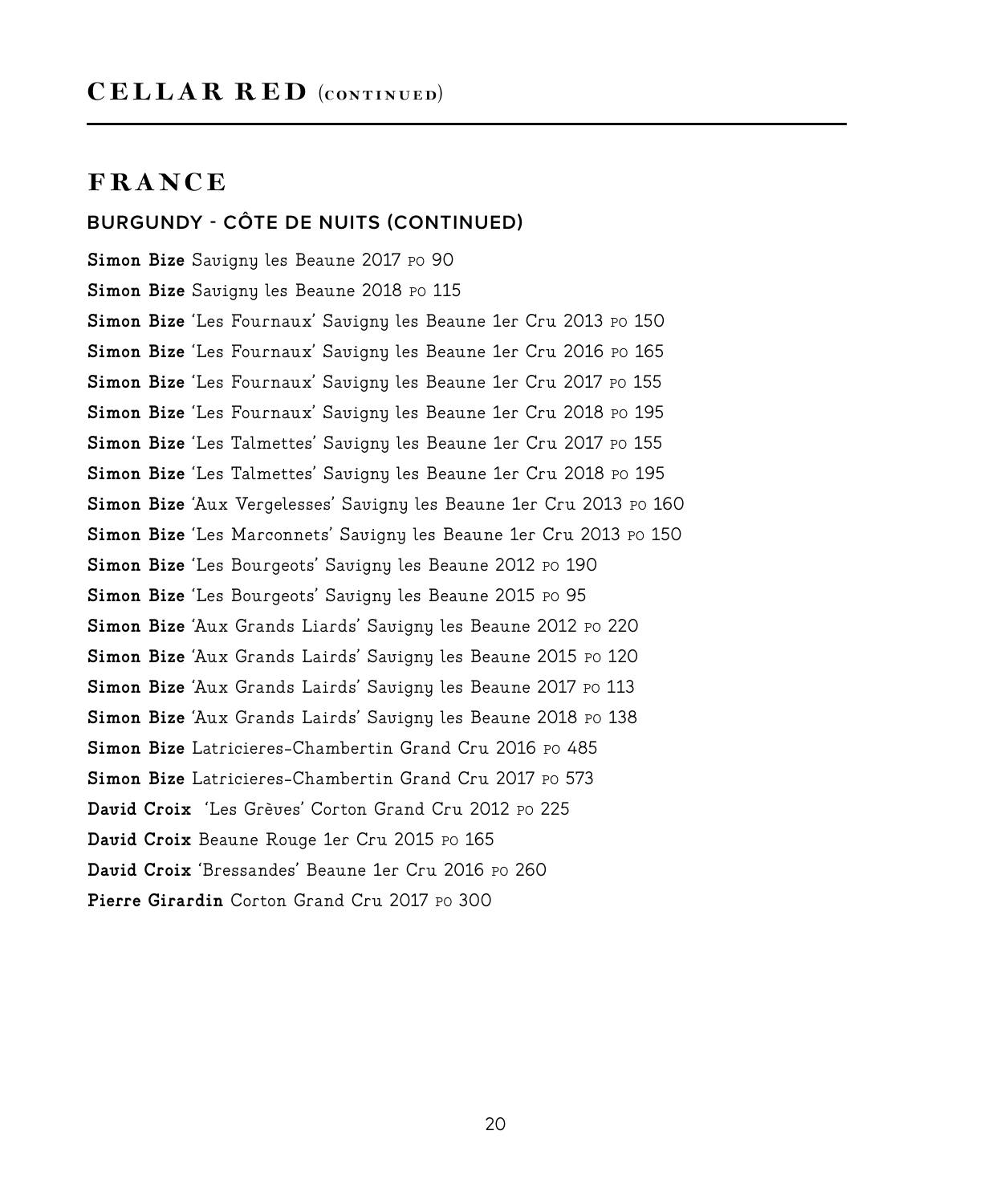# CELLAR RED (CONTINUED)

## FRANCE

### BURGUNDY - CÔTE DE NUITS (CONTINUED)

**Simon Bize** Savigny les Beaune 2017 PO 90

**Simon Bize** Savigny les Beaune 2018 PO 115

**Simon Bize** 'Les Fournaux' Savigny les Beaune 1er Cru 2013 PO 150

**Simon Bize** 'Les Fournaux' Savigny les Beaune 1er Cru 2016 PO 165

**Simon Bize** 'Les Fournaux' Savigny les Beaune 1er Cru 2017 PO 155

**Simon Bize** 'Les Fournaux' Savigny les Beaune 1er Cru 2018 PO 195

**Simon Bize** 'Les Talmettes' Savigny les Beaune 1er Cru 2017 PO 155

**Simon Bize** 'Les Talmettes' Savigny les Beaune 1er Cru 2018 PO 195

**Simon Bize** 'Aux Vergelesses' Savigny les Beaune 1er Cru 2013 PO 160

**Simon Bize** 'Les Marconnets' Savigny les Beaune 1er Cru 2013 PO 150

**Simon Bize** 'Les Bourgeots' Savigny les Beaune 2012 PO 190

**Simon Bize** 'Les Bourgeots' Savigny les Beaune 2015 PO 95

**Simon Bize** 'Aux Grands Liards' Savigny les Beaune 2012 PO 220

**Simon Bize** 'Aux Grands Lairds' Savigny les Beaune 2015 PO 120

**Simon Bize** 'Aux Grands Lairds' Savigny les Beaune 2017 PO 113

**Simon Bize** 'Aux Grands Lairds' Savigny les Beaune 2018 PO 138

**Simon Bize** Latricieres-Chambertin Grand Cru 2016 PO 485

**Simon Bize** Latricieres-Chambertin Grand Cru 2017 PO 573

**David Croix** 'Les Grèves' Corton Grand Cru 2012 PO 225

**David Croix** Beaune Rouge 1er Cru 2015 PO 165

**David Croix** 'Bressandes' Beaune 1er Cru 2016 PO 260

**Pierre Girardin** Corton Grand Cru 2017 PO 300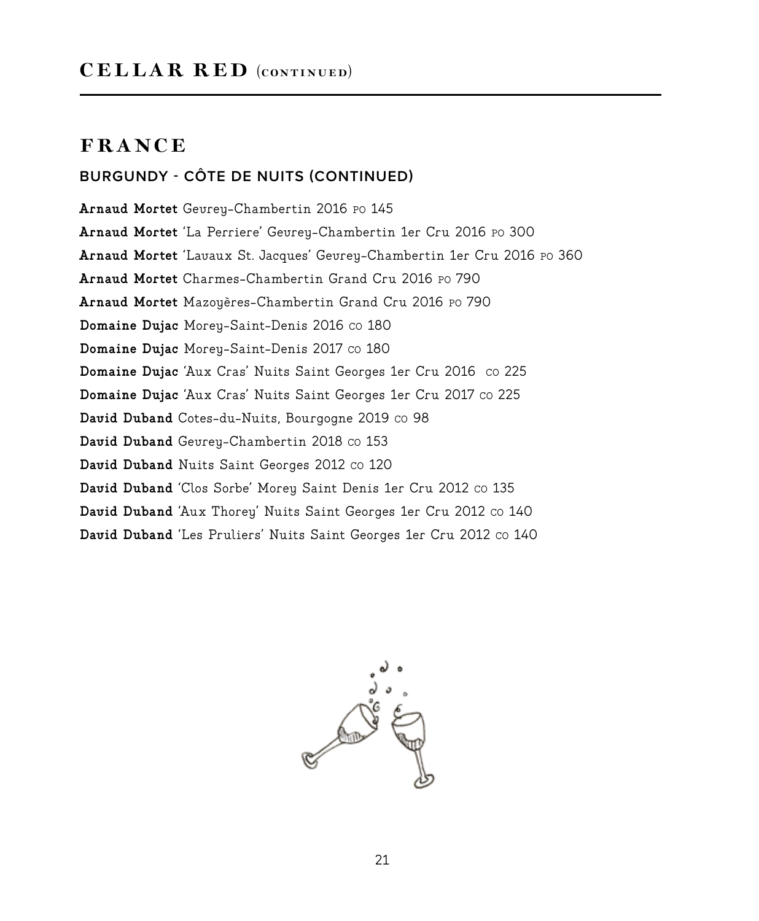# CELLAR RED (CONTINUED)

## FRANCE

### BURGUNDY - CÔTE DE NUITS (CONTINUED)

**Arnaud Mortet** Gevrey-Chambertin 2016 PO 145

**Arnaud Mortet** 'La Perriere' Gevrey-Chambertin 1er Cru 2016 PO 300

**Arnaud Mortet** 'Lavaux St. Jacques' Gevrey-Chambertin 1er Cru 2016 PO 360

**Arnaud Mortet** Charmes-Chambertin Grand Cru 2016 PO 790

**Arnaud Mortet** Mazoyères-Chambertin Grand Cru 2016 PO 790

**Domaine Dujac** Morey-Saint-Denis 2016 CO 180

**Domaine Dujac** Morey-Saint-Denis 2017 CO 180

**Domaine Dujac** 'Aux Cras' Nuits Saint Georges 1er Cru 2016 CO 225

**Domaine Dujac** 'Aux Cras' Nuits Saint Georges 1er Cru 2017 CO 225

**David Duband** Cotes-du-Nuits, Bourgogne 2019 CO 98

**David Duband** Gevrey-Chambertin 2018 CO 153

**David Duband** Nuits Saint Georges 2012 CO 120

**David Duband** 'Clos Sorbe' Morey Saint Denis 1er Cru 2012 CO 135

**David Duband** 'Aux Thorey' Nuits Saint Georges 1er Cru 2012 CO 140

**David Duband** 'Les Pruliers' Nuits Saint Georges 1er Cru 2012 CO 140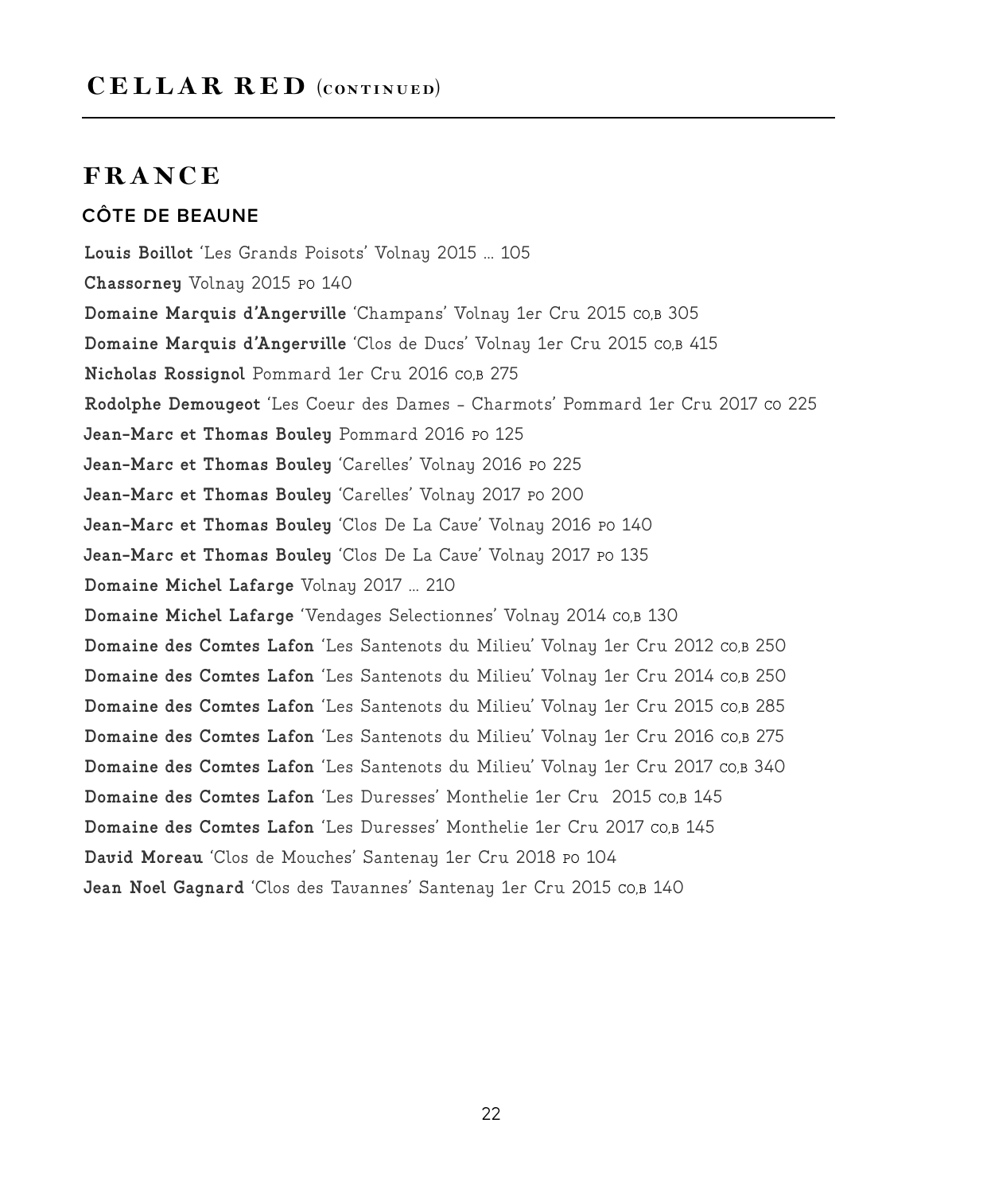# CELLAR RED (CONTINUED)

## FRANCE

### CÔTE DE BEAUNE

**Louis Boillot** 'Les Grands Poisots' Volnay 2015 ... 105

**Chassorney** Volnay 2015 PO 140

**Domaine Marquis d'Angerville** 'Champans' Volnay 1er Cru 2015 CO,B 305

**Domaine Marquis d'Angerville** 'Clos de Ducs' Volnay 1er Cru 2015 CO,B 415

**Nicholas Rossignol** Pommard 1er Cru 2016 CO,B 275

**Rodolphe Demougeot** 'Les Coeur des Dames - Charmots' Pommard 1er Cru 2017 CO 225

**Jean-Marc et Thomas Bouley** Pommard 2016 PO 125

**Jean-Marc et Thomas Bouley** 'Carelles' Volnay 2016 PO 225

**Jean-Marc et Thomas Bouley** 'Carelles' Volnay 2017 PO 200

**Jean-Marc et Thomas Bouley** 'Clos De La Cave' Volnay 2016 PO 140

**Jean-Marc et Thomas Bouley** 'Clos De La Cave' Volnay 2017 PO 135

**Domaine Michel Lafarge** Volnay 2017 ... 210

**Domaine Michel Lafarge** 'Vendages Selectionnes' Volnay 2014 CO,B 130

**Domaine des Comtes Lafon** 'Les Santenots du Milieu' Volnay 1er Cru 2012 CO,B 250

**Domaine des Comtes Lafon** 'Les Santenots du Milieu' Volnay 1er Cru 2014 CO,B 250

**Domaine des Comtes Lafon** 'Les Santenots du Milieu' Volnay 1er Cru 2015 CO,B 285

**Domaine des Comtes Lafon** 'Les Santenots du Milieu' Volnay 1er Cru 2016 CO,B 275

**Domaine des Comtes Lafon** 'Les Santenots du Milieu' Volnay 1er Cru 2017 CO,B 340

**Domaine des Comtes Lafon** 'Les Duresses' Monthelie 1er Cru 2015 CO,B 145

**Domaine des Comtes Lafon** 'Les Duresses' Monthelie 1er Cru 2017 CO,B 145

**David Moreau** 'Clos de Mouches' Santenay 1er Cru 2018 PO 104

**Jean Noel Gagnard** 'Clos des Tavannes' Santenay 1er Cru 2015 CO,B 140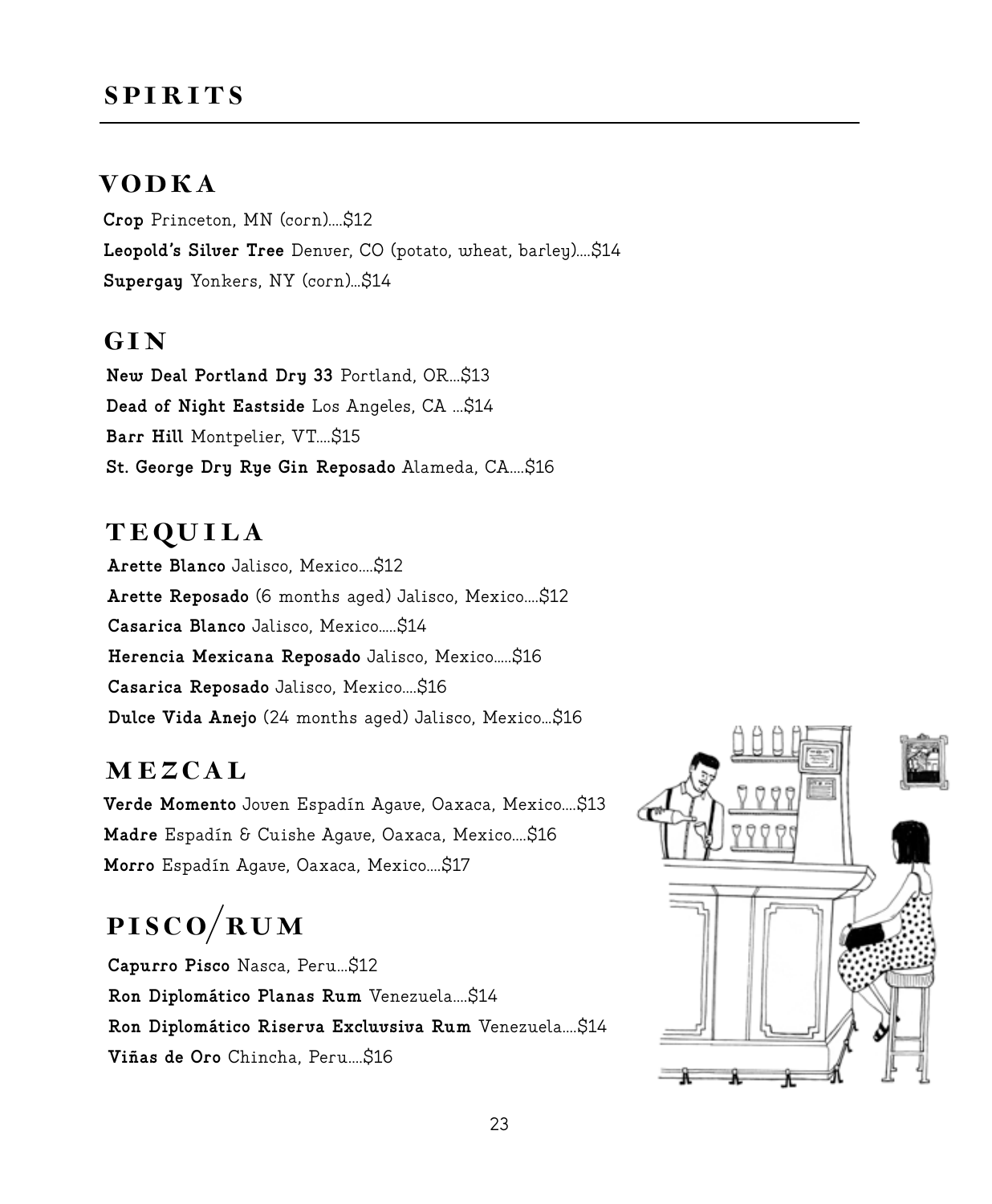# SPIRITS

## VODKA

**Crop** Princeton, MN (corn)....$12
**Leopold's Silver Tree** Denver, CO (potato, wheat, barley)....$14
**Supergay** Yonkers, NY (corn)...$14

## GIN

**New Deal Portland Dry 33** Portland, OR...$13
**Dead of Night Eastside** Los Angeles, CA ...$14
**Barr Hill** Montpelier, VT....$15
**St. George Dry Rye Gin Reposado** Alameda, CA....$16

## TEQUILA

**Arette Blanco** Jalisco, Mexico....$12
**Arette Reposado** (6 months aged) Jalisco, Mexico....$12
**Casarica Blanco** Jalisco, Mexico.....$14
**Herencia Mexicana Reposado** Jalisco, Mexico.....$16
**Casarica Reposado** Jalisco, Mexico....$16
**Dulce Vida Anejo** (24 months aged) Jalisco, Mexico...$16

## MEZCAL

**Verde Momento** Joven Espadín Agave, Oaxaca, Mexico....$13
**Madre** Espadín & Cuishe Agave, Oaxaca, Mexico....$16
**Morro** Espadín Agave, Oaxaca, Mexico....$17

## PISCO/RUM

**Capurro Pisco** Nasca, Peru...$12
**Ron Diplomático Planas Rum** Venezuela....$14
**Ron Diplomático Riserva Excluvsiva Rum** Venezuela....$14
**Viñas de Oro** Chincha, Peru....$16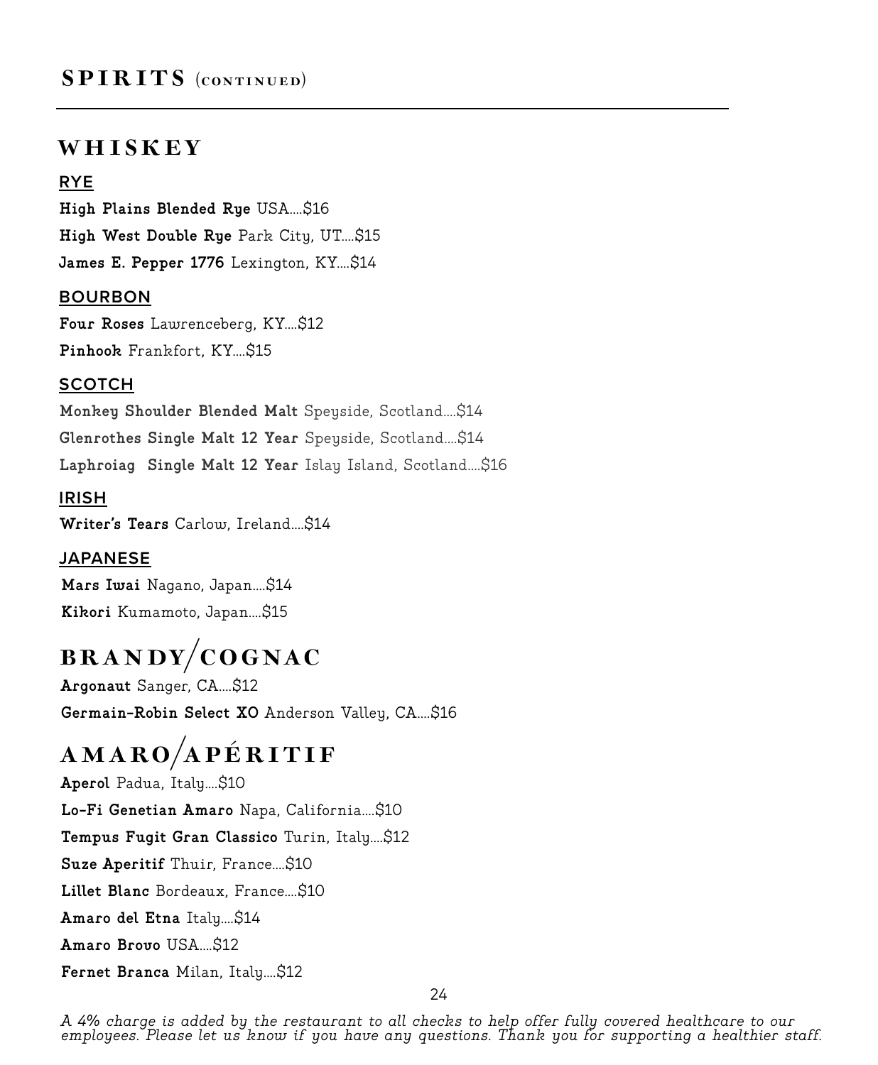# SPIRITS (CONTINUED)

## WHISKEY

### RYE

**High Plains Blended Rye** USA....$16

**High West Double Rye** Park City, UT....$15

**James E. Pepper 1776** Lexington, KY....$14

### BOURBON

**Four Roses** Lawrenceberg, KY....$12

**Pinhook** Frankfort, KY....$15

### SCOTCH

**Monkey Shoulder Blended Malt** Speyside, Scotland....$14

**Glenrothes Single Malt 12 Year** Speyside, Scotland....$14

**Laphroiag  Single Malt 12 Year** Islay Island, Scotland....$16

### IRISH

**Writer's Tears** Carlow, Ireland....$14

### JAPANESE

**Mars Iwai** Nagano, Japan....$14

**Kikori** Kumamoto, Japan....$15

## BRANDY/COGNAC

**Argonaut** Sanger, CA....$12

**Germain-Robin Select XO** Anderson Valley, CA....$16

## AMARO/APÉRITIF

**Aperol** Padua, Italy....$10

**Lo-Fi Genetian Amaro** Napa, California....$10

**Tempus Fugit Gran Classico** Turin, Italy....$12

**Suze Aperitif** Thuir, France....$10

**Lillet Blanc** Bordeaux, France....$10

**Amaro del Etna** Italy....$14

**Amaro Brovo** USA....$12

**Fernet Branca** Milan, Italy....$12

*A 4% charge is added by the restaurant to all checks to help offer fully covered healthcare to our employees. Please let us know if you have any questions. Thank you for supporting a healthier staff.*